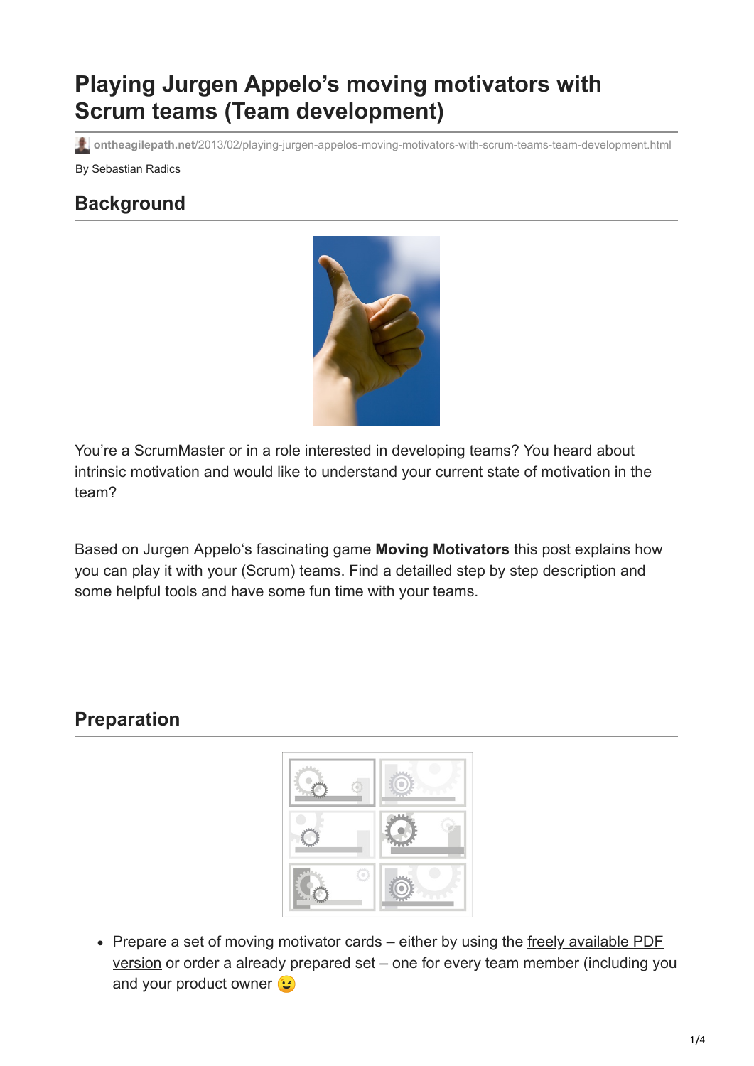# Playing Jurgen Appelo's moving motivators with Scrum teams (Team development)

ontheagilepath.net/2013/02/playing-jurgen-appelos-moving-motivators-with-scrum-teams-team-development.html

By Sebastian Radics

## Background

You're a ScrumMaster or in a role interested in developing teams? You heard about intrinsic motivation and would like to understand your current state of motivation in the team?

Based on Jurgen Appelo's fascinating game **Moving Motivators** this post explains how you can play it with your (Scrum) teams. Find a detailled step by step description and some helpful tools and have some fun time with your teams.

## Preparation

- Prepare a set of moving motivator cards – either by using the freely available PDF version or order a already prepared set – one for every team member (including you and your product owner 😉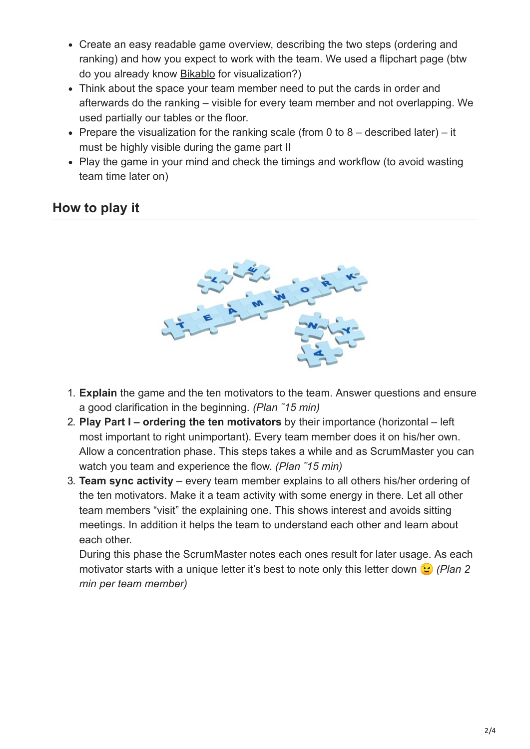- Create an easy readable game overview, describing the two steps (ordering and ranking) and how you expect to work with the team. We used a flipchart page (btw do you already know Bikablo for visualization?)
- Think about the space your team member need to put the cards in order and afterwards do the ranking – visible for every team member and not overlapping. We used partially our tables or the floor.
- Prepare the visualization for the ranking scale (from 0 to 8 – described later) – it must be highly visible during the game part II
- Play the game in your mind and check the timings and workflow (to avoid wasting team time later on)

## How to play it

1. **Explain** the game and the ten motivators to the team. Answer questions and ensure a good clarification in the beginning. *(Plan ˜15 min)*
2. **Play Part I – ordering the ten motivators** by their importance (horizontal – left most important to right unimportant). Every team member does it on his/her own. Allow a concentration phase. This steps takes a while and as ScrumMaster you can watch you team and experience the flow. *(Plan ˜15 min)*
3. **Team sync activity** – every team member explains to all others his/her ordering of the ten motivators. Make it a team activity with some energy in there. Let all other team members "visit" the explaining one. This shows interest and avoids sitting meetings. In addition it helps the team to understand each other and learn about each other.
   During this phase the ScrumMaster notes each ones result for later usage. As each motivator starts with a unique letter it's best to note only this letter down 😉 *(Plan 2 min per team member)*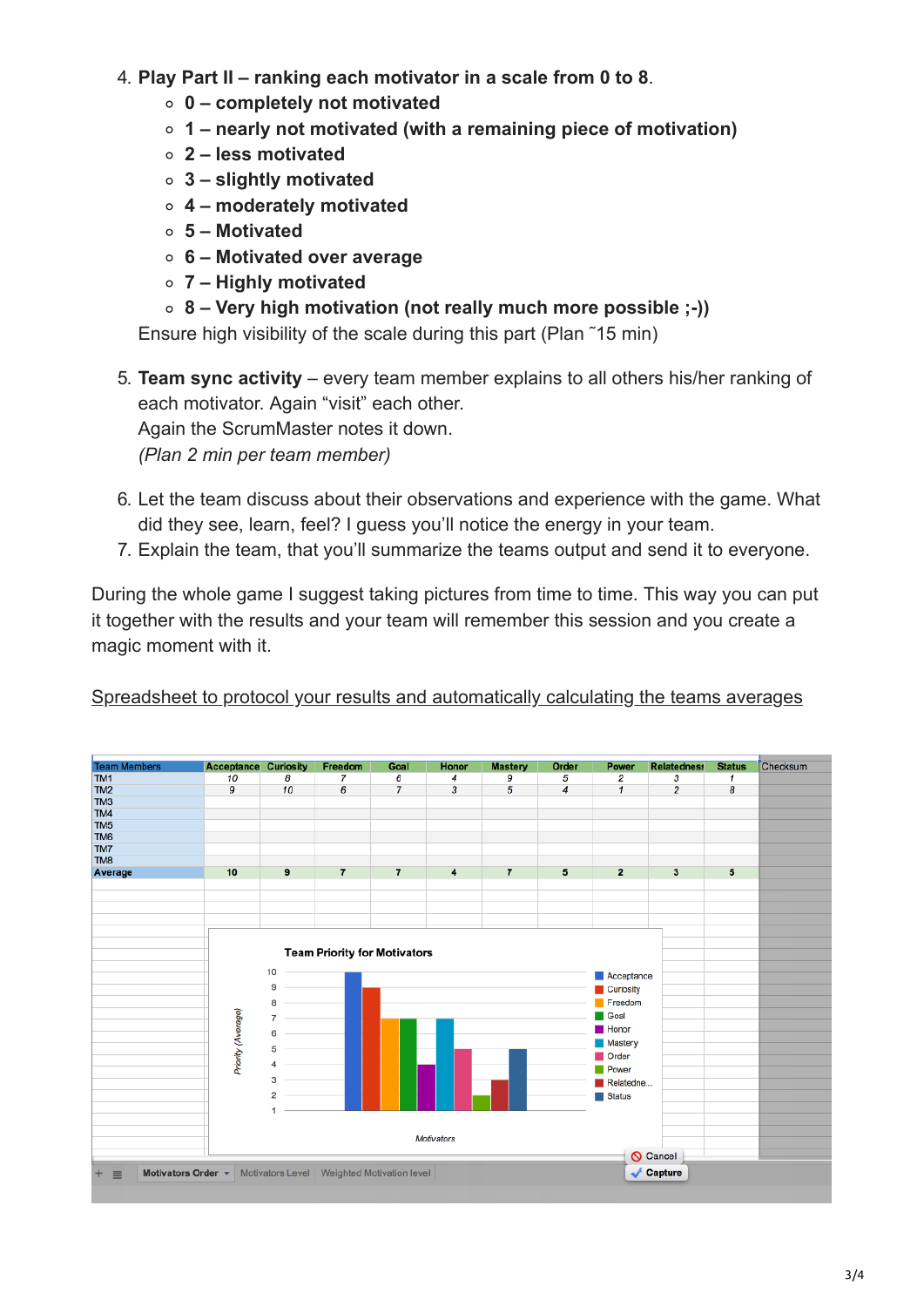4. **Play Part II – ranking each motivator in a scale from 0 to 8**.
   - **0 – completely not motivated**
   - **1 – nearly not motivated (with a remaining piece of motivation)**
   - **2 – less motivated**
   - **3 – slightly motivated**
   - **4 – moderately motivated**
   - **5 – Motivated**
   - **6 – Motivated over average**
   - **7 – Highly motivated**
   - **8 – Very high motivation (not really much more possible ;-))**

   Ensure high visibility of the scale during this part (Plan ˜15 min)

5. **Team sync activity** – every team member explains to all others his/her ranking of each motivator. Again "visit" each other.
   Again the ScrumMaster notes it down.
   *(Plan 2 min per team member)*

6. Let the team discuss about their observations and experience with the game. What did they see, learn, feel? I guess you'll notice the energy in your team.
7. Explain the team, that you'll summarize the teams output and send it to everyone.

During the whole game I suggest taking pictures from time to time. This way you can put it together with the results and your team will remember this session and you create a magic moment with it.

[Spreadsheet to protocol your results and automatically calculating the teams averages]

| Team Members | Acceptance | Curiosity | Freedom | Goal | Honor | Mastery | Order | Power | Relatedness | Status | Checksum |
|---|---|---|---|---|---|---|---|---|---|---|---|
| TM1 | 10 | 8 | 7 | 6 | 4 | 9 | 5 | 2 | 3 | 1 | |
| TM2 | 9 | 10 | 6 | 7 | 3 | 5 | 4 | 1 | 2 | 8 | |
| TM3 | | | | | | | | | | | |
| TM4 | | | | | | | | | | | |
| TM5 | | | | | | | | | | | |
| TM6 | | | | | | | | | | | |
| TM7 | | | | | | | | | | | |
| TM8 | | | | | | | | | | | |
| **Average** | **10** | **9** | **7** | **7** | **4** | **7** | **5** | **2** | **3** | **5** | |

Team Priority for Motivators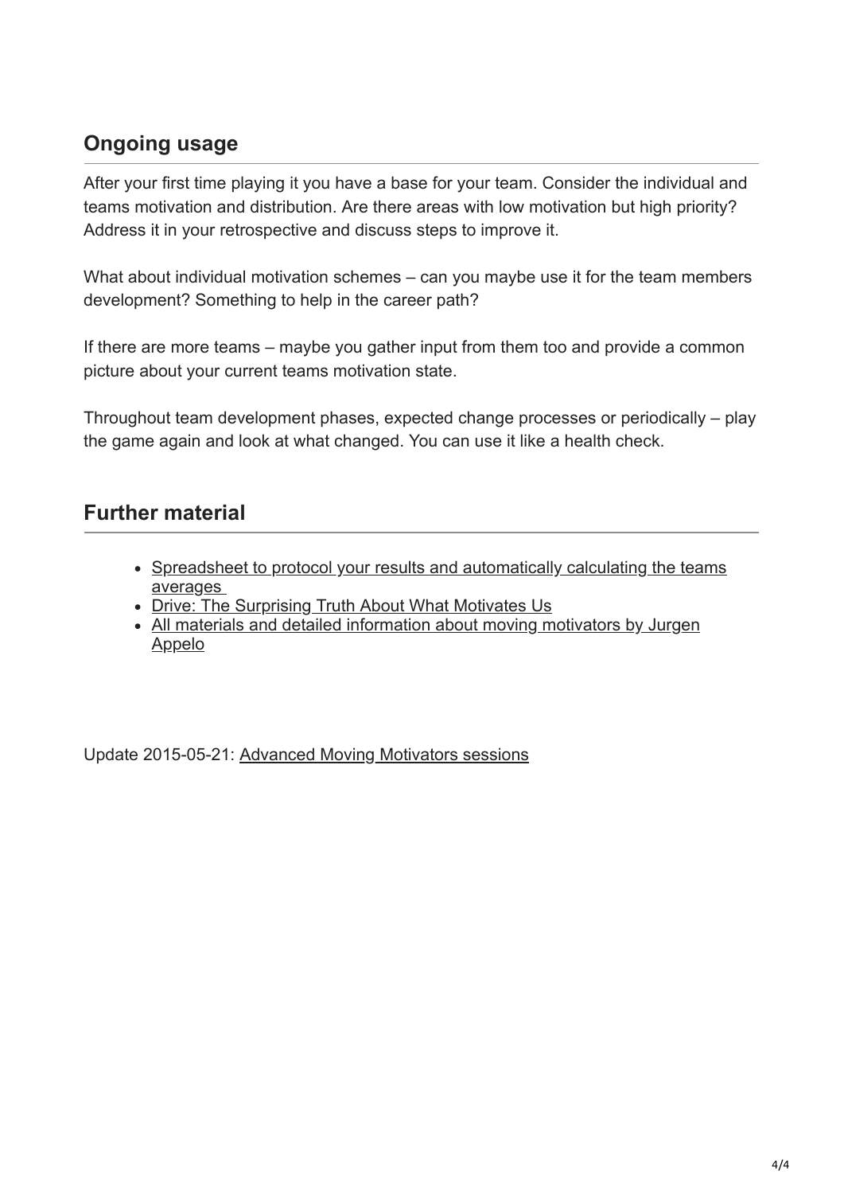## Ongoing usage

After your first time playing it you have a base for your team. Consider the individual and teams motivation and distribution. Are there areas with low motivation but high priority? Address it in your retrospective and discuss steps to improve it.

What about individual motivation schemes – can you maybe use it for the team members development? Something to help in the career path?

If there are more teams – maybe you gather input from them too and provide a common picture about your current teams motivation state.

Throughout team development phases, expected change processes or periodically – play the game again and look at what changed. You can use it like a health check.

## Further material

- Spreadsheet to protocol your results and automatically calculating the teams averages
- Drive: The Surprising Truth About What Motivates Us
- All materials and detailed information about moving motivators by Jurgen Appelo

Update 2015-05-21: Advanced Moving Motivators sessions